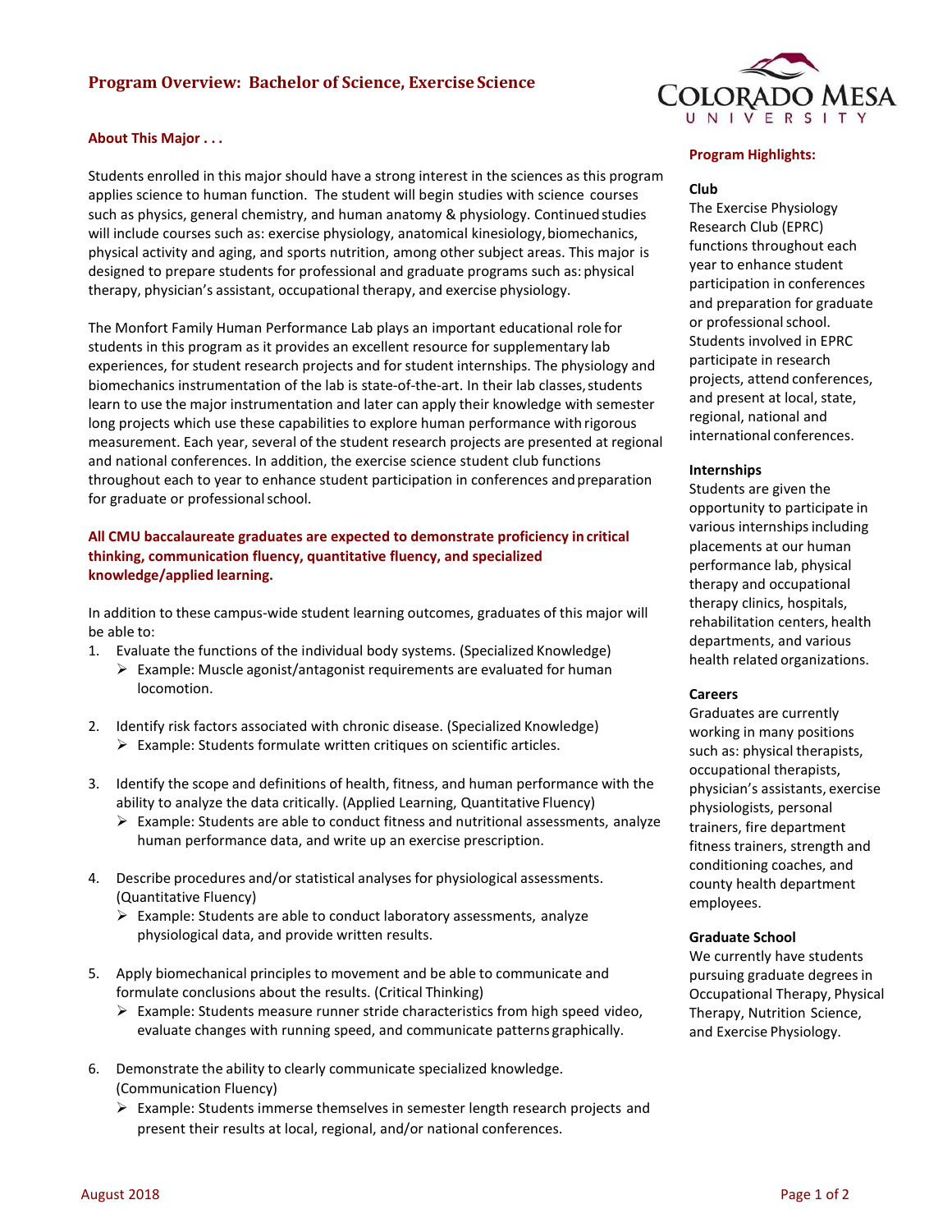# Program Overview: Bachelor of Science, Exercise Science

## About This Major . . .

Students enrolled in this major should have a strong interest in the sciences as this program applies science to human function. The student will begin studies with science courses such as physics, general chemistry, and human anatomy & physiology. Continued studies will include courses such as: exercise physiology, anatomical kinesiology, biomechanics, physical activity and aging, and sports nutrition, among other subject areas. This major is designed to prepare students for professional and graduate programs such as: physical therapy, physician's assistant, occupational therapy, and exercise physiology.

The Monfort Family Human Performance Lab plays an important educational role for students in this program as it provides an excellent resource for supplementary lab experiences, for student research projects and for student internships. The physiology and biomechanics instrumentation of the lab is state-of-the-art. In their lab classes, students learn to use the major instrumentation and later can apply their knowledge with semester long projects which use these capabilities to explore human performance with rigorous measurement. Each year, several of the student research projects are presented at regional and national conferences. In addition, the exercise science student club functions throughout each to year to enhance student participation in conferences and preparation for graduate or professional school.

**All CMU baccalaureate graduates are expected to demonstrate proficiency in critical thinking, communication fluency, quantitative fluency, and specialized knowledge/applied learning.**

In addition to these campus-wide student learning outcomes, graduates of this major will be able to:

1. Evaluate the functions of the individual body systems. (Specialized Knowledge)
   - Example: Muscle agonist/antagonist requirements are evaluated for human locomotion.
2. Identify risk factors associated with chronic disease. (Specialized Knowledge)
   - Example: Students formulate written critiques on scientific articles.
3. Identify the scope and definitions of health, fitness, and human performance with the ability to analyze the data critically. (Applied Learning, Quantitative Fluency)
   - Example: Students are able to conduct fitness and nutritional assessments, analyze human performance data, and write up an exercise prescription.
4. Describe procedures and/or statistical analyses for physiological assessments. (Quantitative Fluency)
   - Example: Students are able to conduct laboratory assessments, analyze physiological data, and provide written results.
5. Apply biomechanical principles to movement and be able to communicate and formulate conclusions about the results. (Critical Thinking)
   - Example: Students measure runner stride characteristics from high speed video, evaluate changes with running speed, and communicate patterns graphically.
6. Demonstrate the ability to clearly communicate specialized knowledge. (Communication Fluency)
   - Example: Students immerse themselves in semester length research projects and present their results at local, regional, and/or national conferences.

## Program Highlights:

### Club

The Exercise Physiology Research Club (EPRC) functions throughout each year to enhance student participation in conferences and preparation for graduate or professional school. Students involved in EPRC participate in research projects, attend conferences, and present at local, state, regional, national and international conferences.

### Internships

Students are given the opportunity to participate in various internships including placements at our human performance lab, physical therapy and occupational therapy clinics, hospitals, rehabilitation centers, health departments, and various health related organizations.

### Careers

Graduates are currently working in many positions such as: physical therapists, occupational therapists, physician's assistants, exercise physiologists, personal trainers, fire department fitness trainers, strength and conditioning coaches, and county health department employees.

### Graduate School

We currently have students pursuing graduate degrees in Occupational Therapy, Physical Therapy, Nutrition Science, and Exercise Physiology.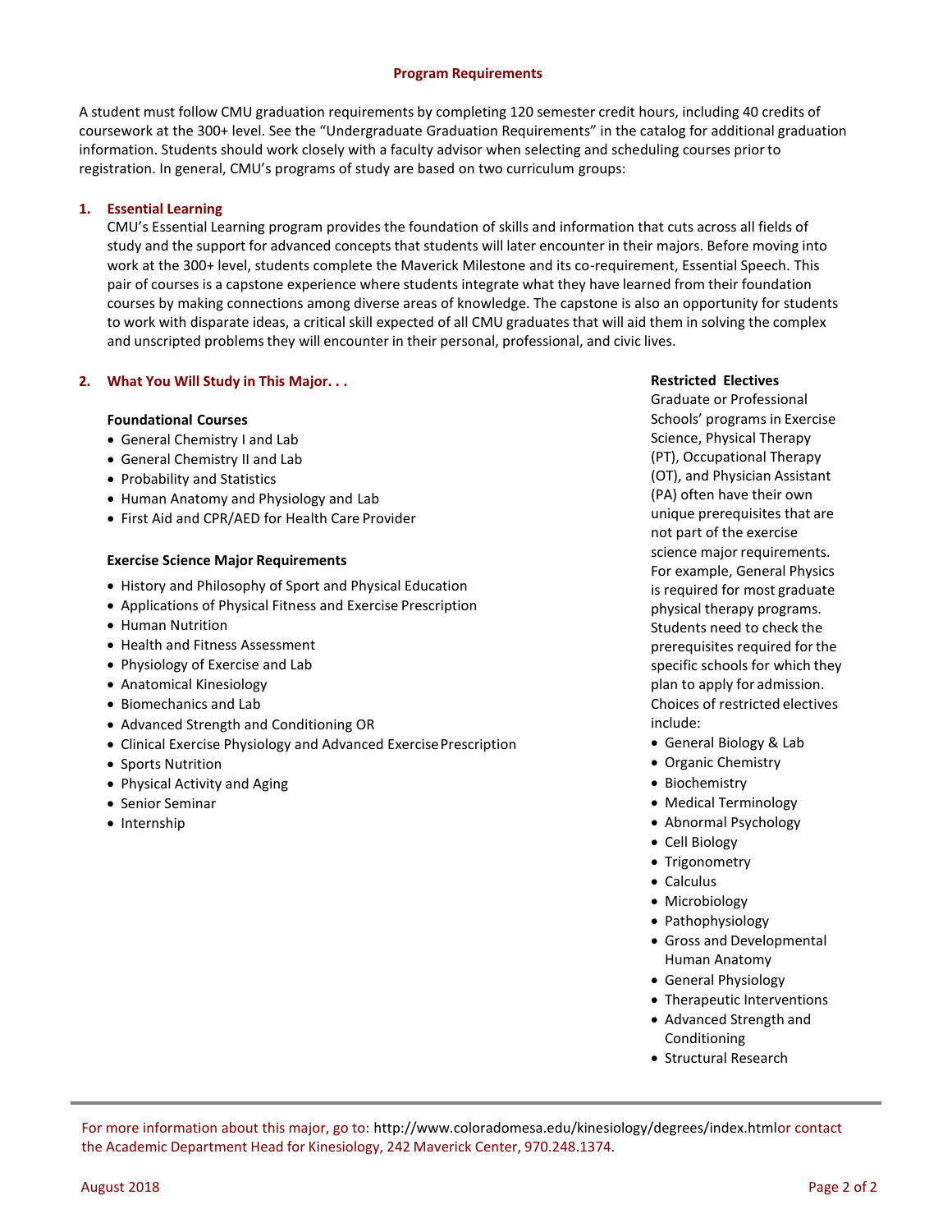## Program Requirements

A student must follow CMU graduation requirements by completing 120 semester credit hours, including 40 credits of coursework at the 300+ level. See the "Undergraduate Graduation Requirements" in the catalog for additional graduation information. Students should work closely with a faculty advisor when selecting and scheduling courses prior to registration. In general, CMU's programs of study are based on two curriculum groups:

### 1. Essential Learning

CMU's Essential Learning program provides the foundation of skills and information that cuts across all fields of study and the support for advanced concepts that students will later encounter in their majors. Before moving into work at the 300+ level, students complete the Maverick Milestone and its co-requirement, Essential Speech. This pair of courses is a capstone experience where students integrate what they have learned from their foundation courses by making connections among diverse areas of knowledge. The capstone is also an opportunity for students to work with disparate ideas, a critical skill expected of all CMU graduates that will aid them in solving the complex and unscripted problems they will encounter in their personal, professional, and civic lives.

### 2. What You Will Study in This Major. . .

**Foundational Courses**

- General Chemistry I and Lab
- General Chemistry II and Lab
- Probability and Statistics
- Human Anatomy and Physiology and Lab
- First Aid and CPR/AED for Health Care Provider

**Exercise Science Major Requirements**

- History and Philosophy of Sport and Physical Education
- Applications of Physical Fitness and Exercise Prescription
- Human Nutrition
- Health and Fitness Assessment
- Physiology of Exercise and Lab
- Anatomical Kinesiology
- Biomechanics and Lab
- Advanced Strength and Conditioning OR
- Clinical Exercise Physiology and Advanced Exercise Prescription
- Sports Nutrition
- Physical Activity and Aging
- Senior Seminar
- Internship

**Restricted Electives**

Graduate or Professional Schools' programs in Exercise Science, Physical Therapy (PT), Occupational Therapy (OT), and Physician Assistant (PA) often have their own unique prerequisites that are not part of the exercise science major requirements. For example, General Physics is required for most graduate physical therapy programs. Students need to check the prerequisites required for the specific schools for which they plan to apply for admission. Choices of restricted electives include:

- General Biology & Lab
- Organic Chemistry
- Biochemistry
- Medical Terminology
- Abnormal Psychology
- Cell Biology
- Trigonometry
- Calculus
- Microbiology
- Pathophysiology
- Gross and Developmental Human Anatomy
- General Physiology
- Therapeutic Interventions
- Advanced Strength and Conditioning
- Structural Research

For more information about this major, go to: http://www.coloradomesa.edu/kinesiology/degrees/index.html or contact the Academic Department Head for Kinesiology, 242 Maverick Center, 970.248.1374.

August 2018